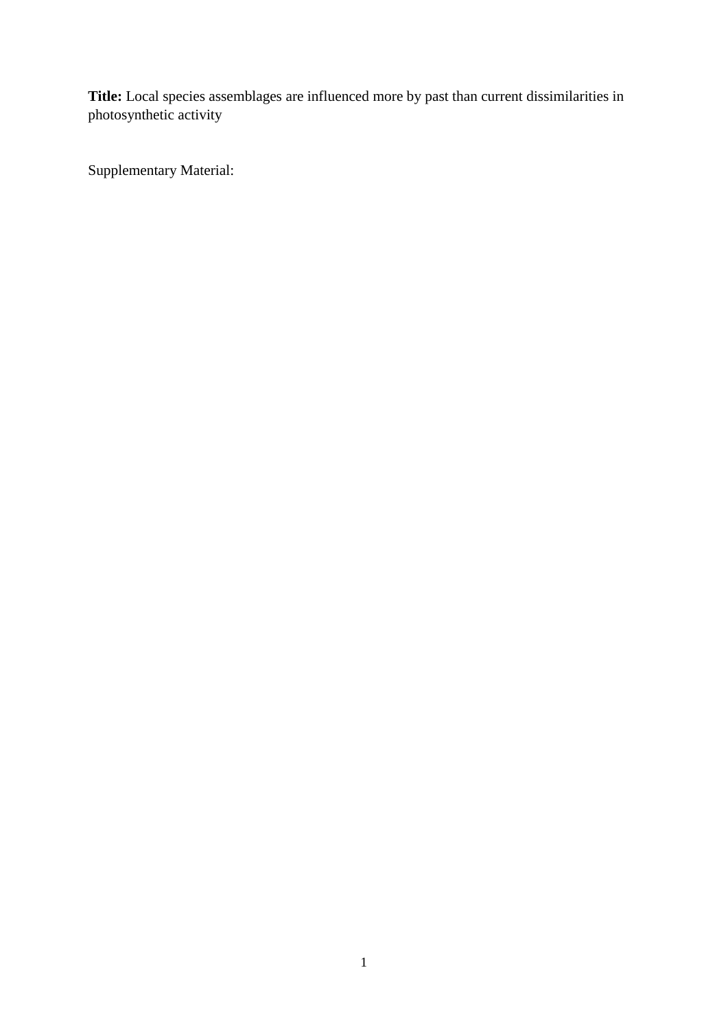**Title:** Local species assemblages are influenced more by past than current dissimilarities in photosynthetic activity

Supplementary Material: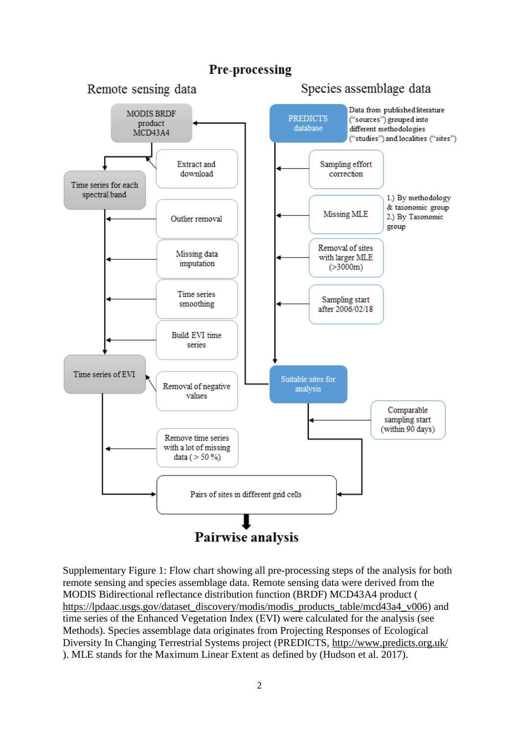## Pre-processing

### Remote sensing data

- MODIS BRDF product MCD43A4
- Extract and download
- Time series for each spectral band
- Outlier removal
- Missing data imputation
- Time series smoothing
- Build EVI time series
- Time series of EVI
- Removal of negative values
- Remove time series with a lot of missing data ( > 50 %)

### Species assemblage data

- PREDICTS database — Data from published literature (“sources”) grouped into different methodologies (“studies”) and localities (“sites”)
- Sampling effort correction
- Missing MLE — 1.) By methodology & taxonomic group 2.) By Taxonomic group
- Removal of sites with larger MLE (>3000m)
- Sampling start after 2006/02/18
- Suitable sites for analysis
- Comparable sampling start (within 90 days)

Pairs of sites in different grid cells

## Pairwise analysis

Supplementary Figure 1: Flow chart showing all pre-processing steps of the analysis for both remote sensing and species assemblage data. Remote sensing data were derived from the MODIS Bidirectional reflectance distribution function (BRDF) MCD43A4 product (https://lpdaac.usgs.gov/dataset_discovery/modis/modis_products_table/mcd43a4_v006) and time series of the Enhanced Vegetation Index (EVI) were calculated for the analysis (see Methods). Species assemblage data originates from Projecting Responses of Ecological Diversity In Changing Terrestrial Systems project (PREDICTS, http://www.predicts.org.uk/). MLE stands for the Maximum Linear Extent as defined by (Hudson et al. 2017).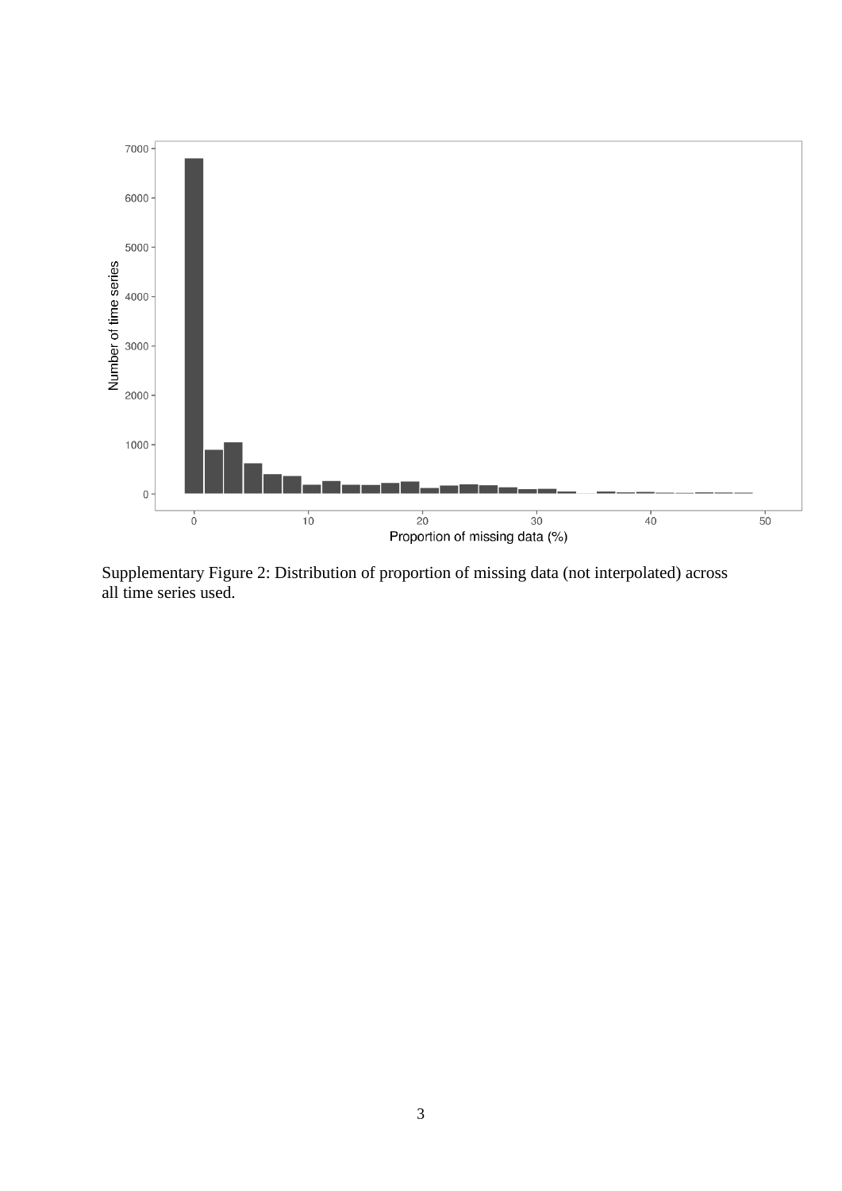Supplementary Figure 2: Distribution of proportion of missing data (not interpolated) across all time series used.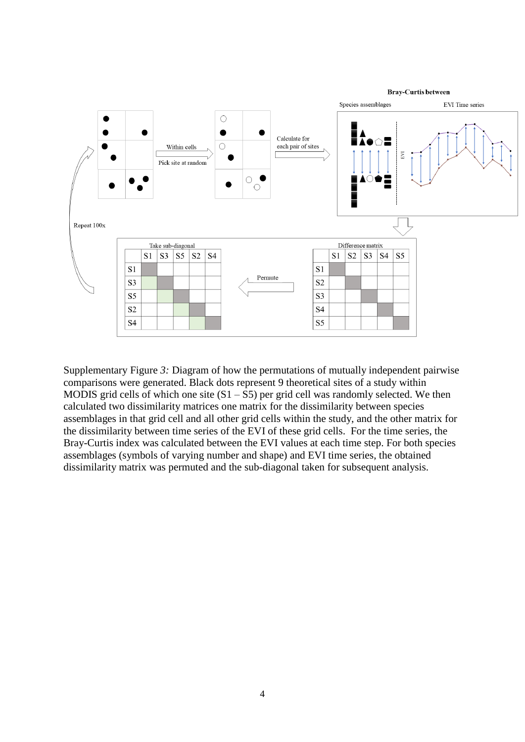Supplementary Figure *3:* Diagram of how the permutations of mutually independent pairwise comparisons were generated. Black dots represent 9 theoretical sites of a study within MODIS grid cells of which one site (S1 – S5) per grid cell was randomly selected. We then calculated two dissimilarity matrices one matrix for the dissimilarity between species assemblages in that grid cell and all other grid cells within the study, and the other matrix for the dissimilarity between time series of the EVI of these grid cells. For the time series, the Bray-Curtis index was calculated between the EVI values at each time step. For both species assemblages (symbols of varying number and shape) and EVI time series, the obtained dissimilarity matrix was permuted and the sub-diagonal taken for subsequent analysis.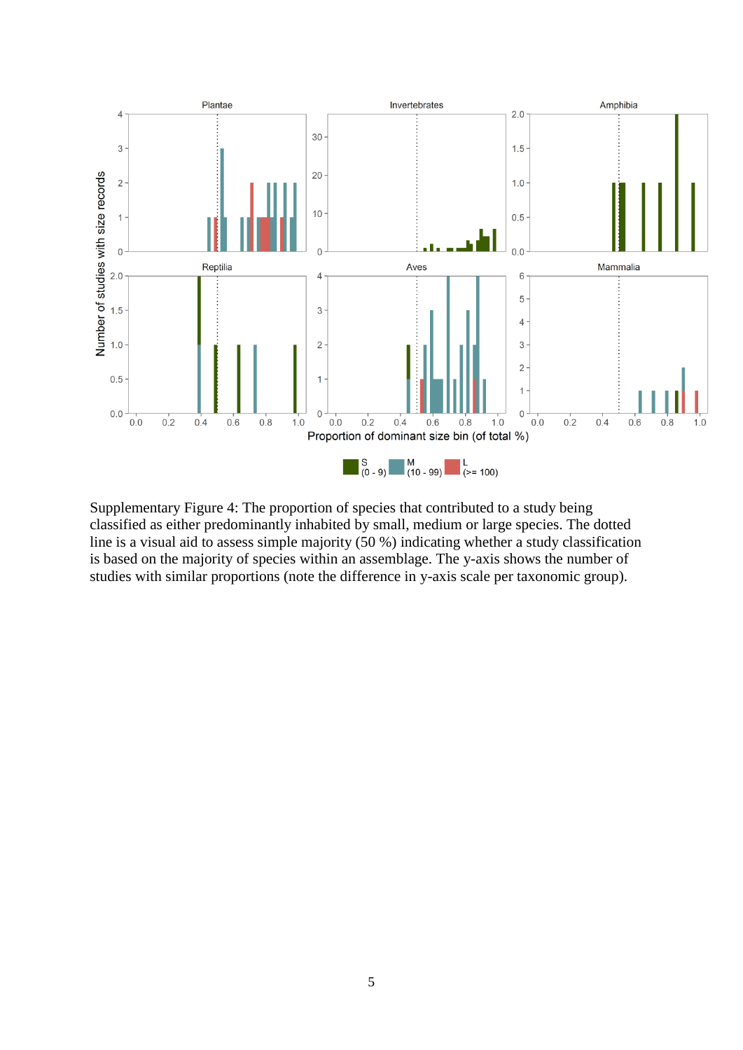Supplementary Figure 4: The proportion of species that contributed to a study being classified as either predominantly inhabited by small, medium or large species. The dotted line is a visual aid to assess simple majority (50 %) indicating whether a study classification is based on the majority of species within an assemblage. The y-axis shows the number of studies with similar proportions (note the difference in y-axis scale per taxonomic group).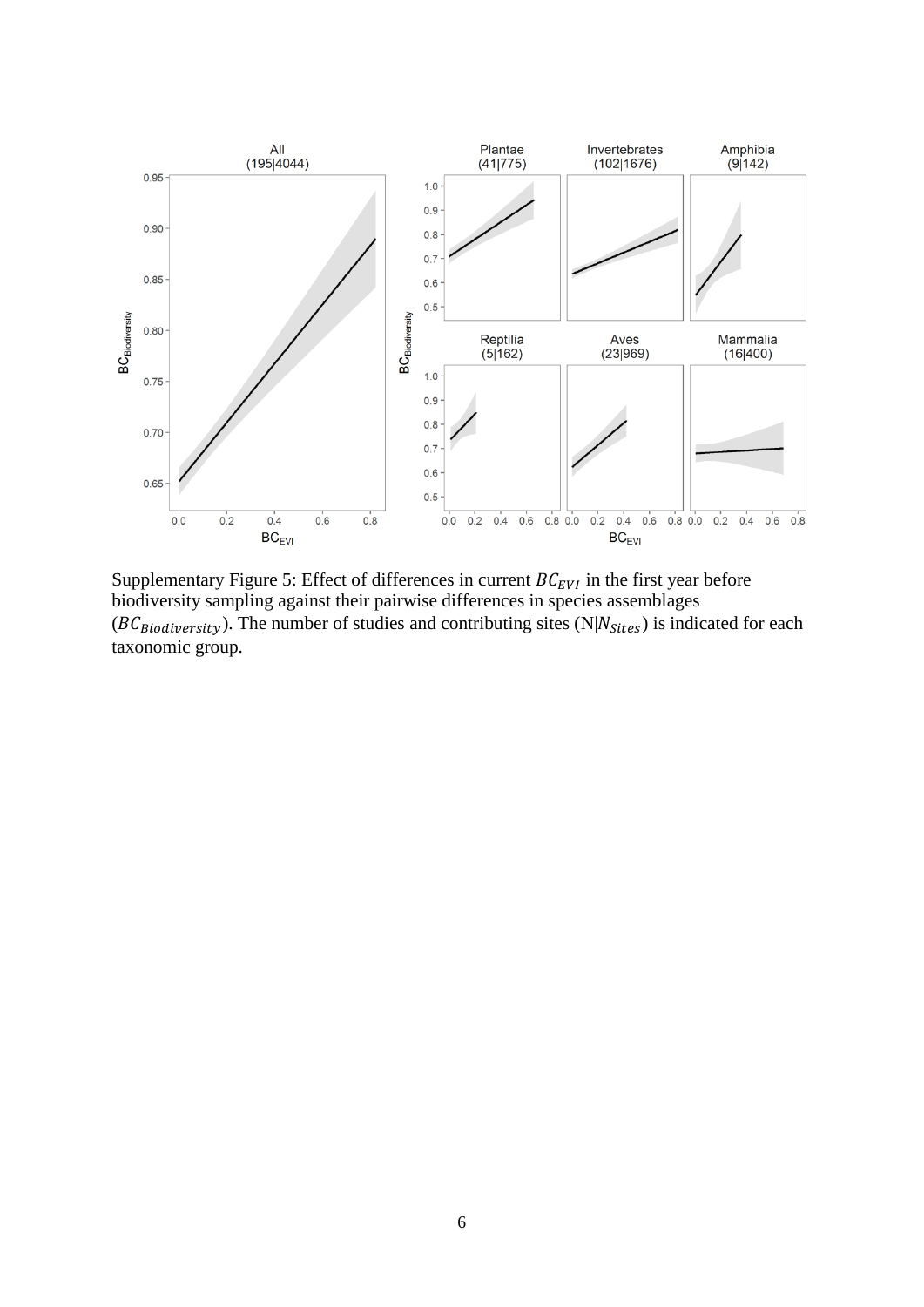Supplementary Figure 5: Effect of differences in current $BC_{EVI}$ in the first year before biodiversity sampling against their pairwise differences in species assemblages ($BC_{Biodiversity}$). The number of studies and contributing sites (N|$N_{Sites}$) is indicated for each taxonomic group.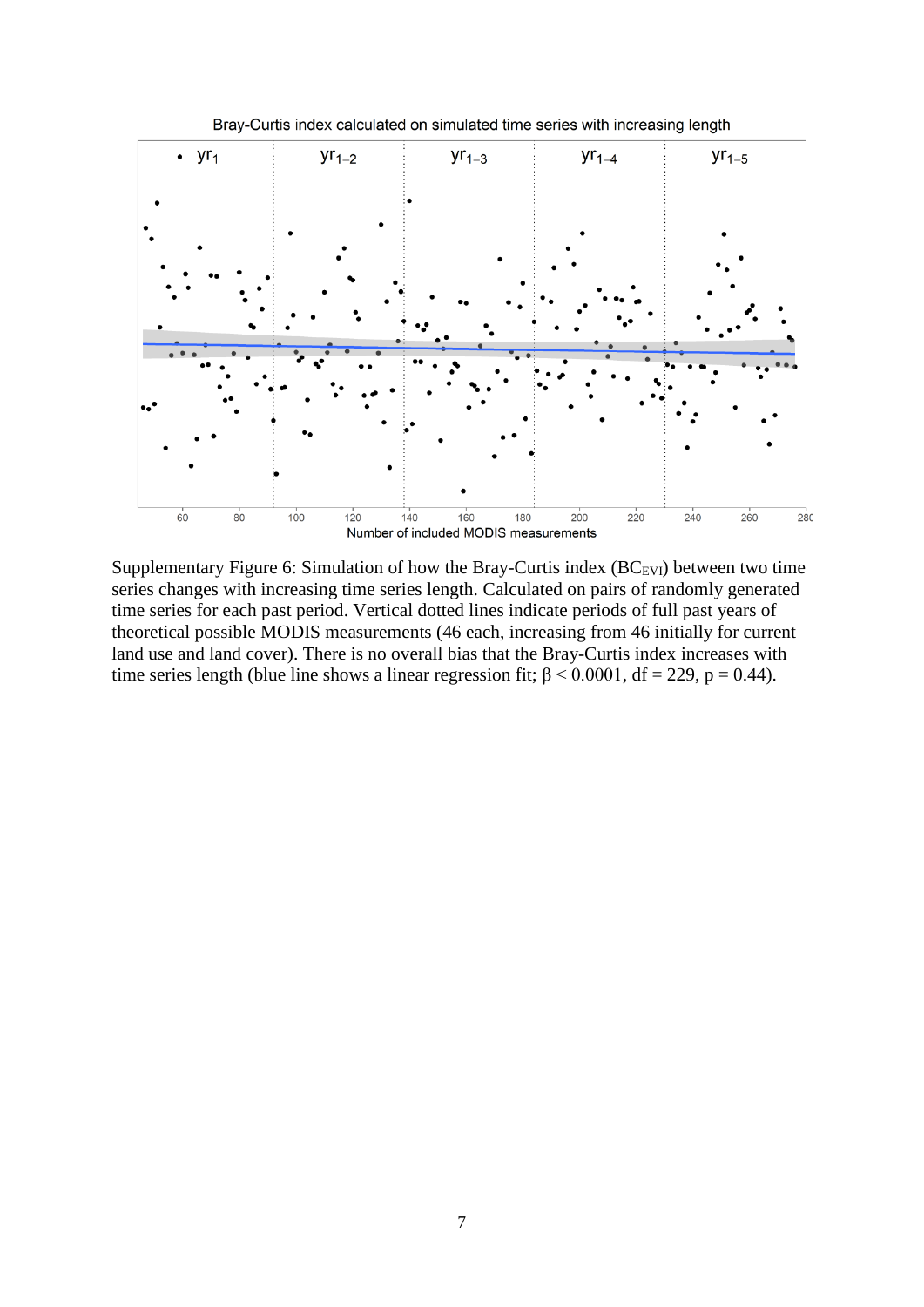Supplementary Figure 6: Simulation of how the Bray-Curtis index ($BC_{EVI}$) between two time series changes with increasing time series length. Calculated on pairs of randomly generated time series for each past period. Vertical dotted lines indicate periods of full past years of theoretical possible MODIS measurements (46 each, increasing from 46 initially for current land use and land cover). There is no overall bias that the Bray-Curtis index increases with time series length (blue line shows a linear regression fit; $\beta < 0.0001$, $df = 229$, $p = 0.44$).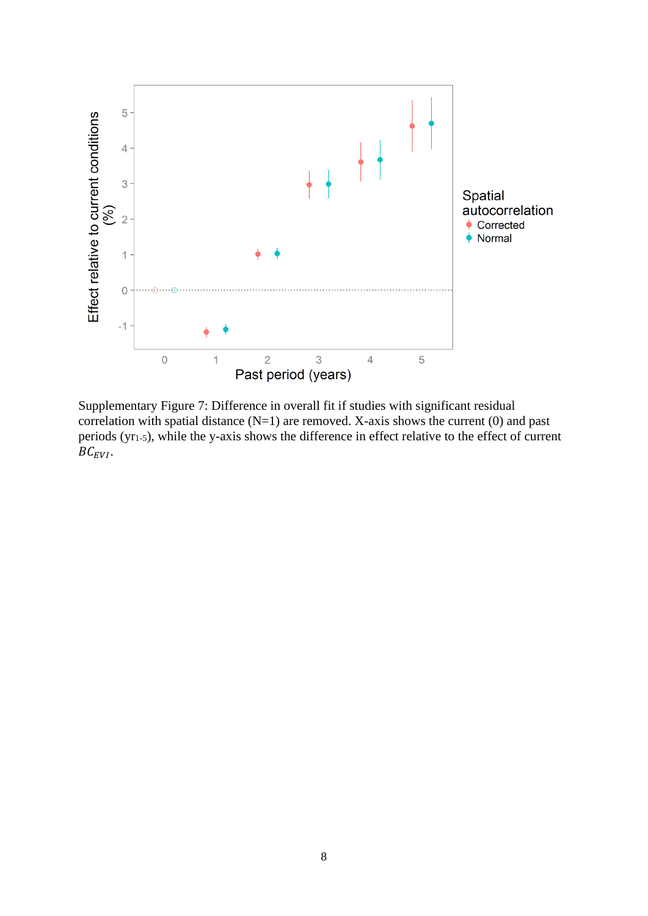Supplementary Figure 7: Difference in overall fit if studies with significant residual correlation with spatial distance (N=1) are removed. X-axis shows the current (0) and past periods ($yr_{1\text{-}5}$), while the y-axis shows the difference in effect relative to the effect of current $BC_{EVI}$.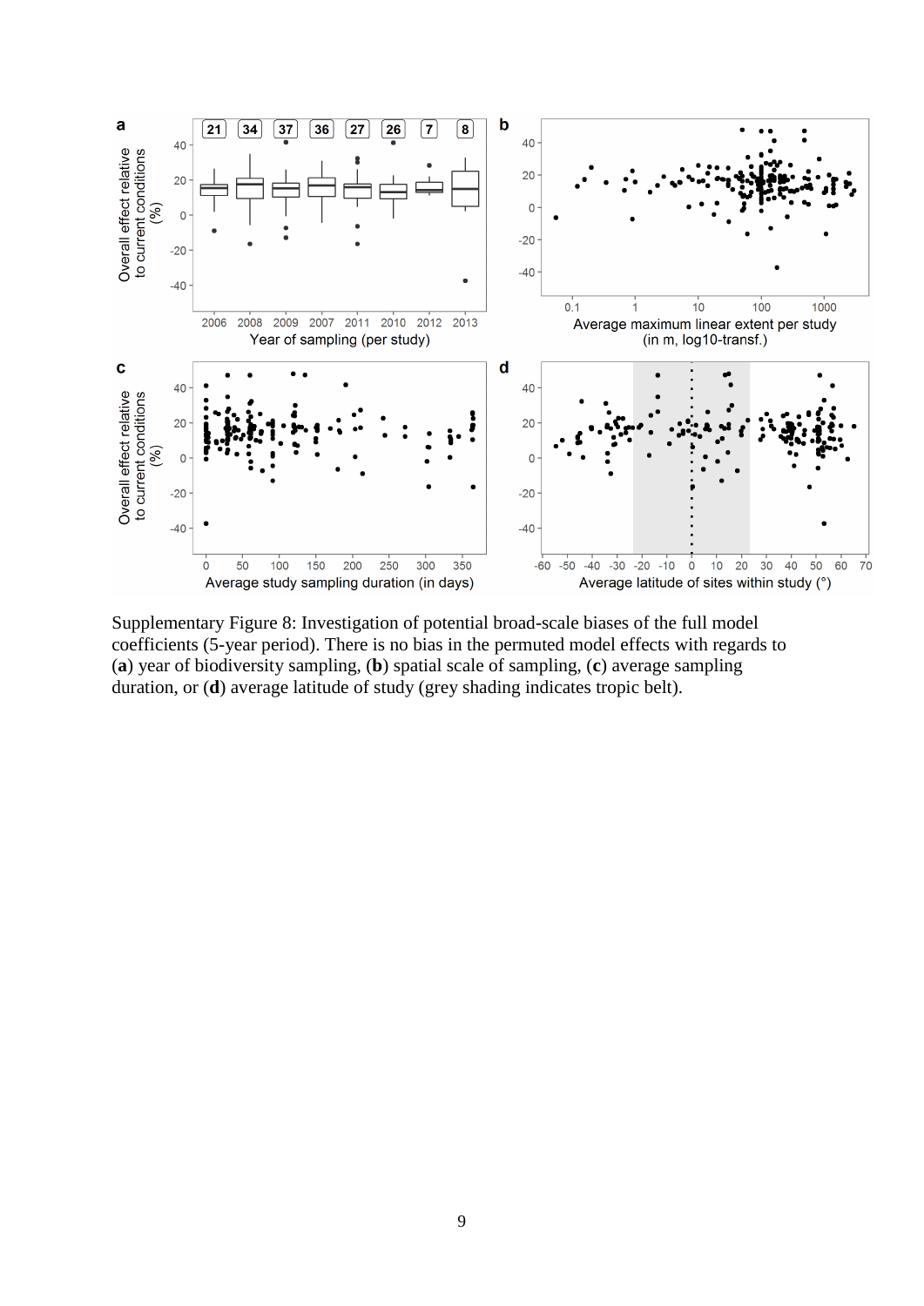Supplementary Figure 8: Investigation of potential broad-scale biases of the full model coefficients (5-year period). There is no bias in the permuted model effects with regards to (**a**) year of biodiversity sampling, (**b**) spatial scale of sampling, (**c**) average sampling duration, or (**d**) average latitude of study (grey shading indicates tropic belt).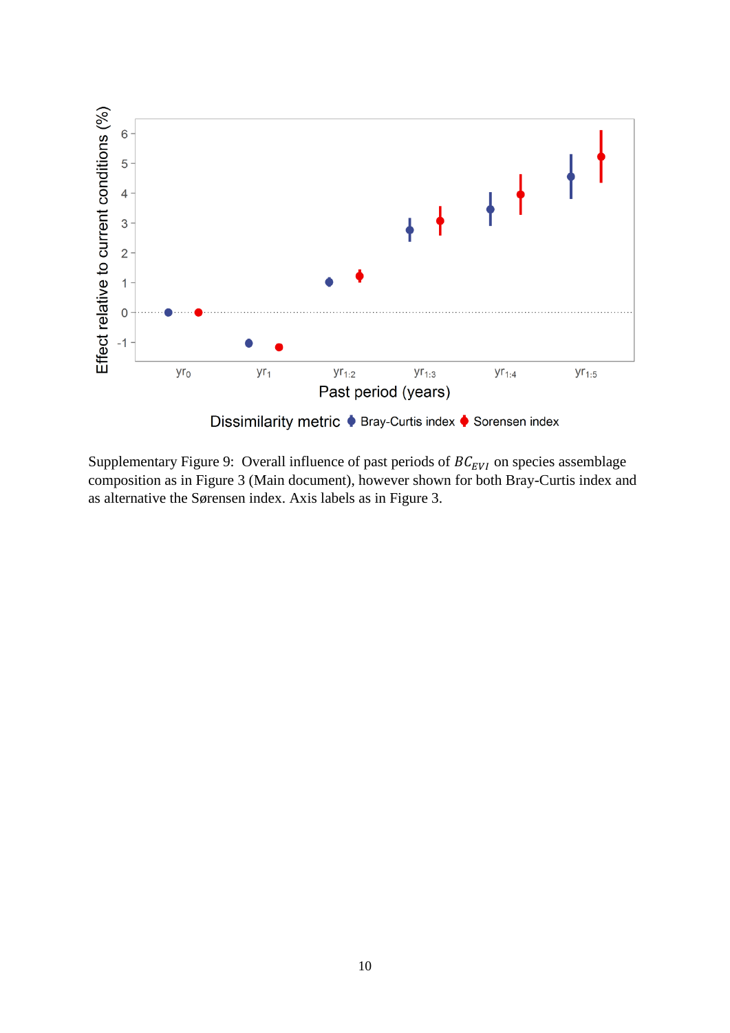Supplementary Figure 9: Overall influence of past periods of $BC_{EVI}$ on species assemblage composition as in Figure 3 (Main document), however shown for both Bray-Curtis index and as alternative the Sørensen index. Axis labels as in Figure 3.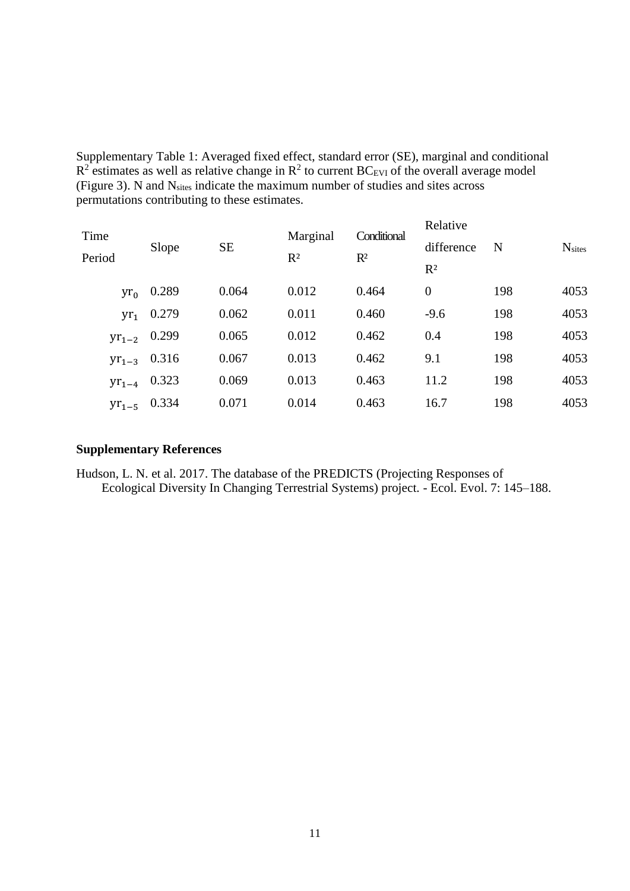Supplementary Table 1: Averaged fixed effect, standard error (SE), marginal and conditional $R^2$ estimates as well as relative change in $R^2$ to current $BC_{EVI}$ of the overall average model (Figure 3). N and $N_{sites}$ indicate the maximum number of studies and sites across permutations contributing to these estimates.

| Time Period | Slope | SE | Marginal $R^2$ | Conditional $R^2$ | Relative difference $R^2$ | N | $N_{sites}$ |
|---|---|---|---|---|---|---|---|
| $yr_0$ | 0.289 | 0.064 | 0.012 | 0.464 | 0 | 198 | 4053 |
| $yr_1$ | 0.279 | 0.062 | 0.011 | 0.460 | -9.6 | 198 | 4053 |
| $yr_{1-2}$ | 0.299 | 0.065 | 0.012 | 0.462 | 0.4 | 198 | 4053 |
| $yr_{1-3}$ | 0.316 | 0.067 | 0.013 | 0.462 | 9.1 | 198 | 4053 |
| $yr_{1-4}$ | 0.323 | 0.069 | 0.013 | 0.463 | 11.2 | 198 | 4053 |
| $yr_{1-5}$ | 0.334 | 0.071 | 0.014 | 0.463 | 16.7 | 198 | 4053 |

**Supplementary References**

Hudson, L. N. et al. 2017. The database of the PREDICTS (Projecting Responses of Ecological Diversity In Changing Terrestrial Systems) project. - Ecol. Evol. 7: 145–188.